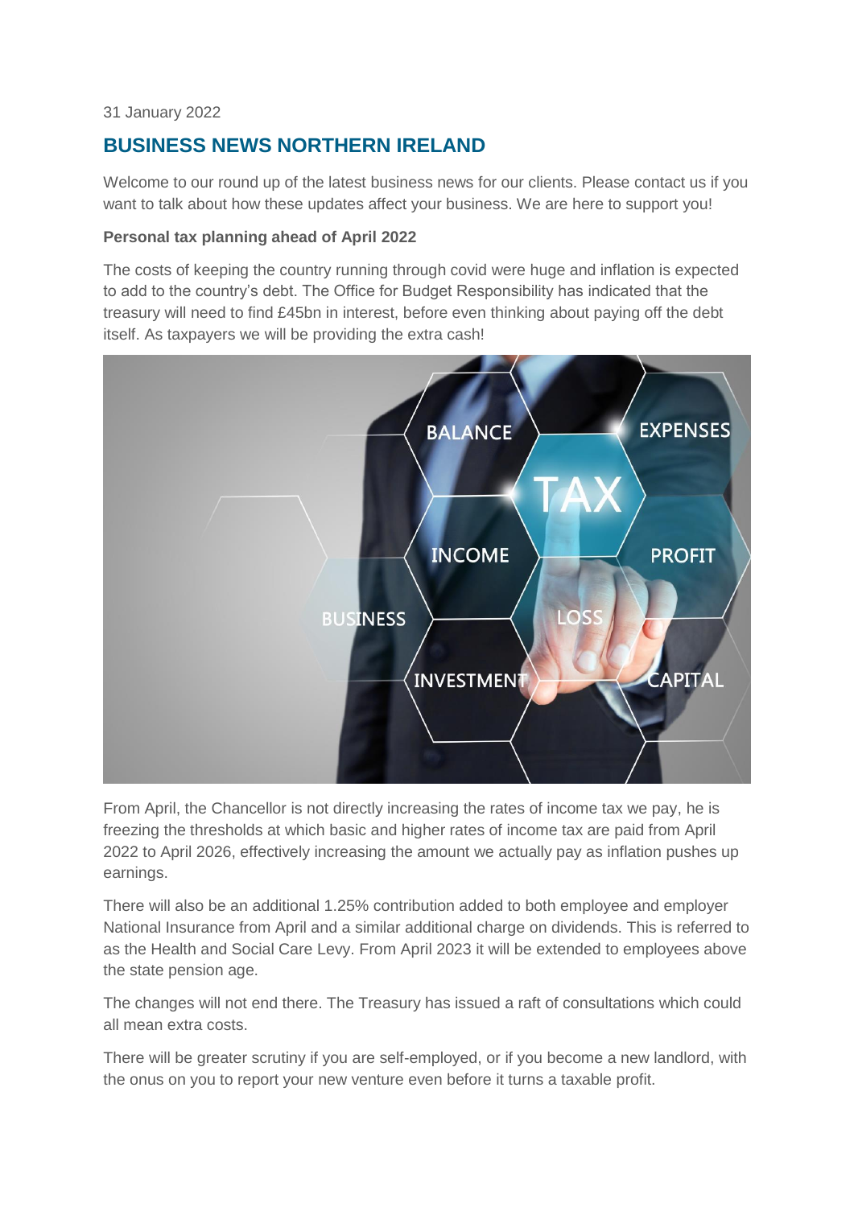31 January 2022

## BUSINESS NEWS NORTHERN IRELAND

Welcome to our round up of the latest business news for our clients. Please contact us if you want to talk about how these updates affect your business. We are here to support you!

**Personal tax planning ahead of April 2022**

The costs of keeping the country running through covid were huge and inflation is expected to add to the country's debt. The Office for Budget Responsibility has indicated that the treasury will need to find £45bn in interest, before even thinking about paying off the debt itself. As taxpayers we will be providing the extra cash!

From April, the Chancellor is not directly increasing the rates of income tax we pay, he is freezing the thresholds at which basic and higher rates of income tax are paid from April 2022 to April 2026, effectively increasing the amount we actually pay as inflation pushes up earnings.

There will also be an additional 1.25% contribution added to both employee and employer National Insurance from April and a similar additional charge on dividends. This is referred to as the Health and Social Care Levy. From April 2023 it will be extended to employees above the state pension age.

The changes will not end there. The Treasury has issued a raft of consultations which could all mean extra costs.

There will be greater scrutiny if you are self-employed, or if you become a new landlord, with the onus on you to report your new venture even before it turns a taxable profit.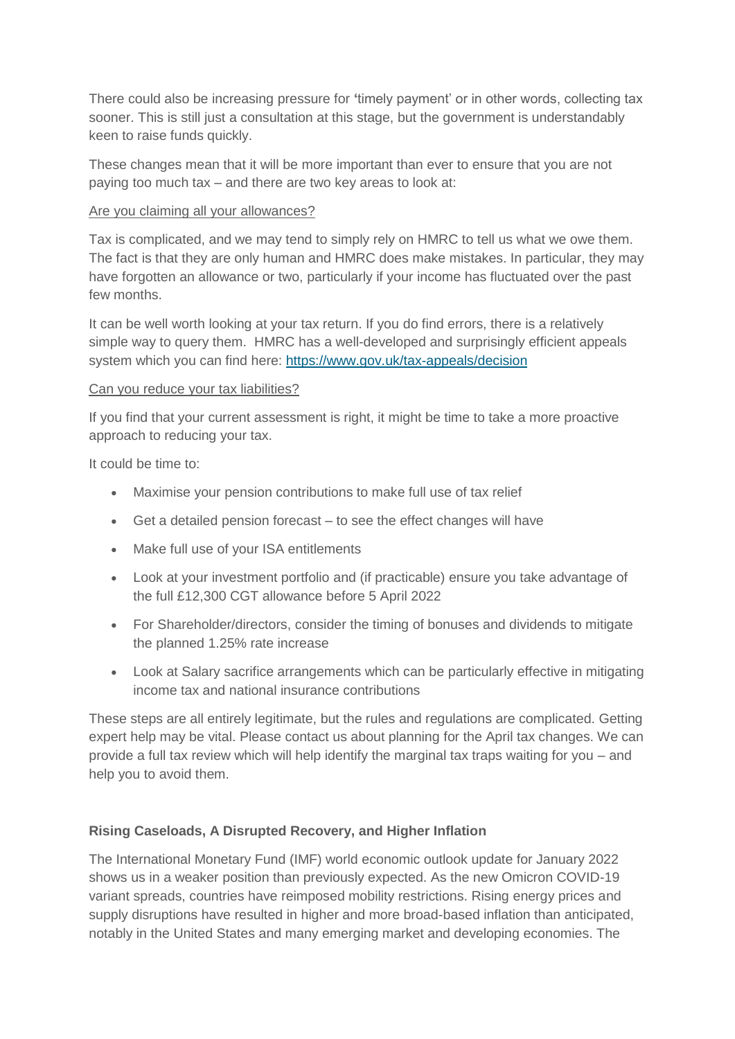There could also be increasing pressure for 'timely payment' or in other words, collecting tax sooner. This is still just a consultation at this stage, but the government is understandably keen to raise funds quickly.

These changes mean that it will be more important than ever to ensure that you are not paying too much tax – and there are two key areas to look at:

<u>Are you claiming all your allowances?</u>

Tax is complicated, and we may tend to simply rely on HMRC to tell us what we owe them. The fact is that they are only human and HMRC does make mistakes. In particular, they may have forgotten an allowance or two, particularly if your income has fluctuated over the past few months.

It can be well worth looking at your tax return. If you do find errors, there is a relatively simple way to query them. HMRC has a well-developed and surprisingly efficient appeals system which you can find here: [https://www.gov.uk/tax-appeals/decision](https://www.gov.uk/tax-appeals/decision)

<u>Can you reduce your tax liabilities?</u>

If you find that your current assessment is right, it might be time to take a more proactive approach to reducing your tax.

It could be time to:

- Maximise your pension contributions to make full use of tax relief
- Get a detailed pension forecast – to see the effect changes will have
- Make full use of your ISA entitlements
- Look at your investment portfolio and (if practicable) ensure you take advantage of the full £12,300 CGT allowance before 5 April 2022
- For Shareholder/directors, consider the timing of bonuses and dividends to mitigate the planned 1.25% rate increase
- Look at Salary sacrifice arrangements which can be particularly effective in mitigating income tax and national insurance contributions

These steps are all entirely legitimate, but the rules and regulations are complicated. Getting expert help may be vital. Please contact us about planning for the April tax changes. We can provide a full tax review which will help identify the marginal tax traps waiting for you – and help you to avoid them.

**Rising Caseloads, A Disrupted Recovery, and Higher Inflation**

The International Monetary Fund (IMF) world economic outlook update for January 2022 shows us in a weaker position than previously expected. As the new Omicron COVID-19 variant spreads, countries have reimposed mobility restrictions. Rising energy prices and supply disruptions have resulted in higher and more broad-based inflation than anticipated, notably in the United States and many emerging market and developing economies. The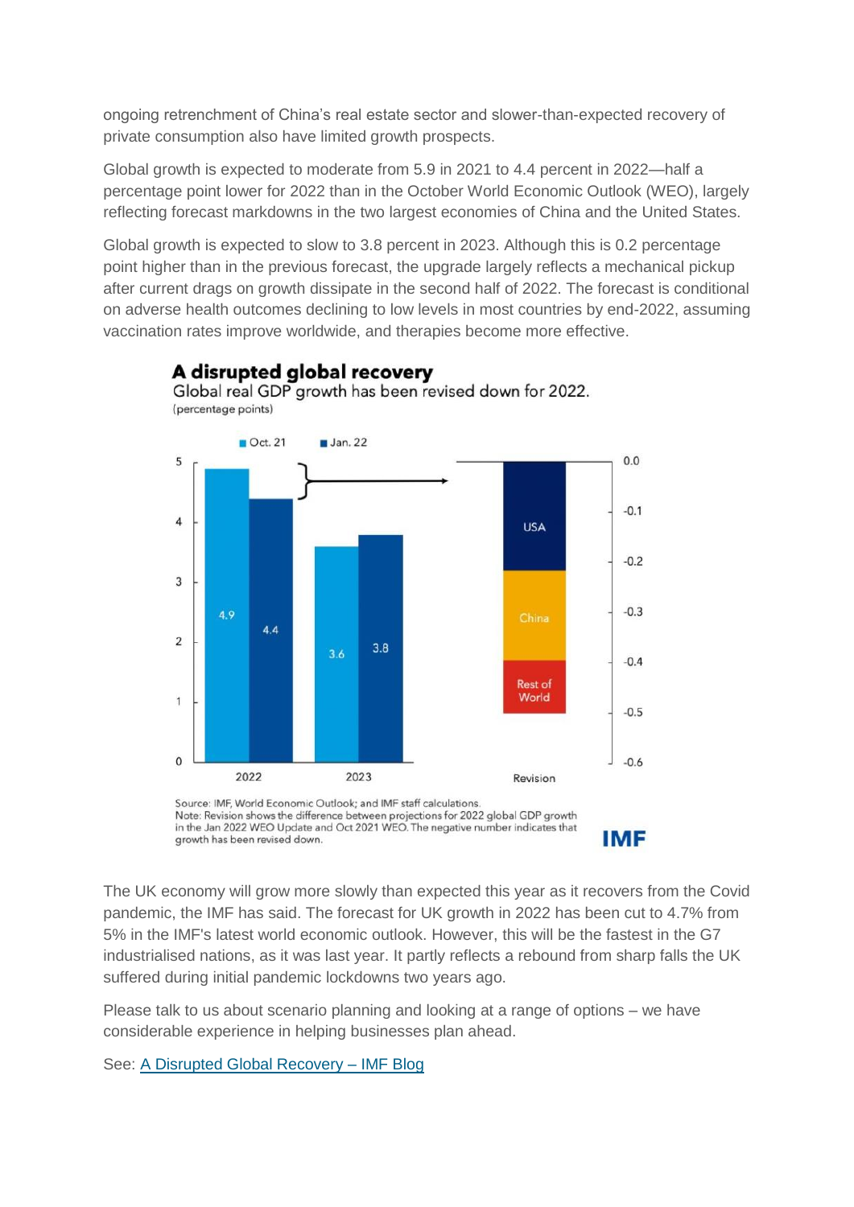ongoing retrenchment of China's real estate sector and slower-than-expected recovery of private consumption also have limited growth prospects.

Global growth is expected to moderate from 5.9 in 2021 to 4.4 percent in 2022—half a percentage point lower for 2022 than in the October World Economic Outlook (WEO), largely reflecting forecast markdowns in the two largest economies of China and the United States.

Global growth is expected to slow to 3.8 percent in 2023. Although this is 0.2 percentage point higher than in the previous forecast, the upgrade largely reflects a mechanical pickup after current drags on growth dissipate in the second half of 2022. The forecast is conditional on adverse health outcomes declining to low levels in most countries by end-2022, assuming vaccination rates improve worldwide, and therapies become more effective.

**A disrupted global recovery**

Global real GDP growth has been revised down for 2022.

(percentage points)

| | Oct. 21 | Jan. 22 |
|---|---|---|
| 2022 | 4.9 | 4.4 |
| 2023 | 3.6 | 3.8 |

Revision (2022): USA, China, Rest of World

Source: IMF, World Economic Outlook; and IMF staff calculations.
Note: Revision shows the difference between projections for 2022 global GDP growth in the Jan 2022 WEO Update and Oct 2021 WEO. The negative number indicates that growth has been revised down.

IMF

The UK economy will grow more slowly than expected this year as it recovers from the Covid pandemic, the IMF has said. The forecast for UK growth in 2022 has been cut to 4.7% from 5% in the IMF's latest world economic outlook. However, this will be the fastest in the G7 industrialised nations, as it was last year. It partly reflects a rebound from sharp falls the UK suffered during initial pandemic lockdowns two years ago.

Please talk to us about scenario planning and looking at a range of options – we have considerable experience in helping businesses plan ahead.

See: [A Disrupted Global Recovery – IMF Blog]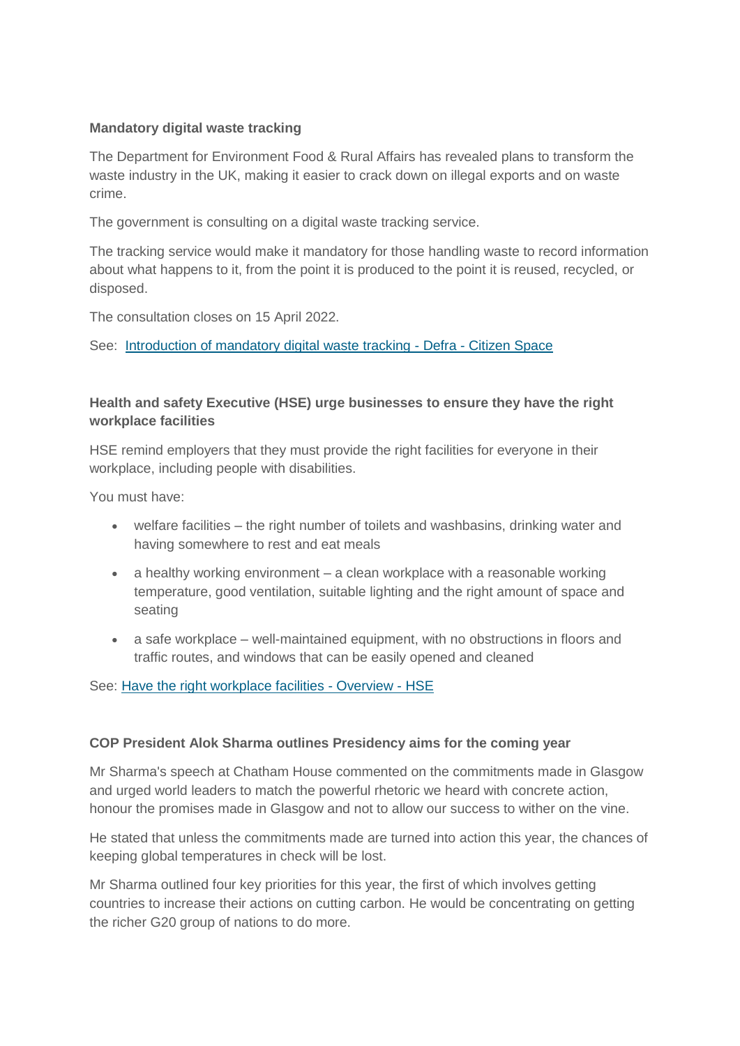**Mandatory digital waste tracking**

The Department for Environment Food & Rural Affairs has revealed plans to transform the waste industry in the UK, making it easier to crack down on illegal exports and on waste crime.

The government is consulting on a digital waste tracking service.

The tracking service would make it mandatory for those handling waste to record information about what happens to it, from the point it is produced to the point it is reused, recycled, or disposed.

The consultation closes on 15 April 2022.

See: [Introduction of mandatory digital waste tracking - Defra - Citizen Space]()

**Health and safety Executive (HSE) urge businesses to ensure they have the right workplace facilities**

HSE remind employers that they must provide the right facilities for everyone in their workplace, including people with disabilities.

You must have:

- welfare facilities – the right number of toilets and washbasins, drinking water and having somewhere to rest and eat meals
- a healthy working environment – a clean workplace with a reasonable working temperature, good ventilation, suitable lighting and the right amount of space and seating
- a safe workplace – well-maintained equipment, with no obstructions in floors and traffic routes, and windows that can be easily opened and cleaned

See: [Have the right workplace facilities - Overview - HSE]()

**COP President Alok Sharma outlines Presidency aims for the coming year**

Mr Sharma's speech at Chatham House commented on the commitments made in Glasgow and urged world leaders to match the powerful rhetoric we heard with concrete action, honour the promises made in Glasgow and not to allow our success to wither on the vine.

He stated that unless the commitments made are turned into action this year, the chances of keeping global temperatures in check will be lost.

Mr Sharma outlined four key priorities for this year, the first of which involves getting countries to increase their actions on cutting carbon. He would be concentrating on getting the richer G20 group of nations to do more.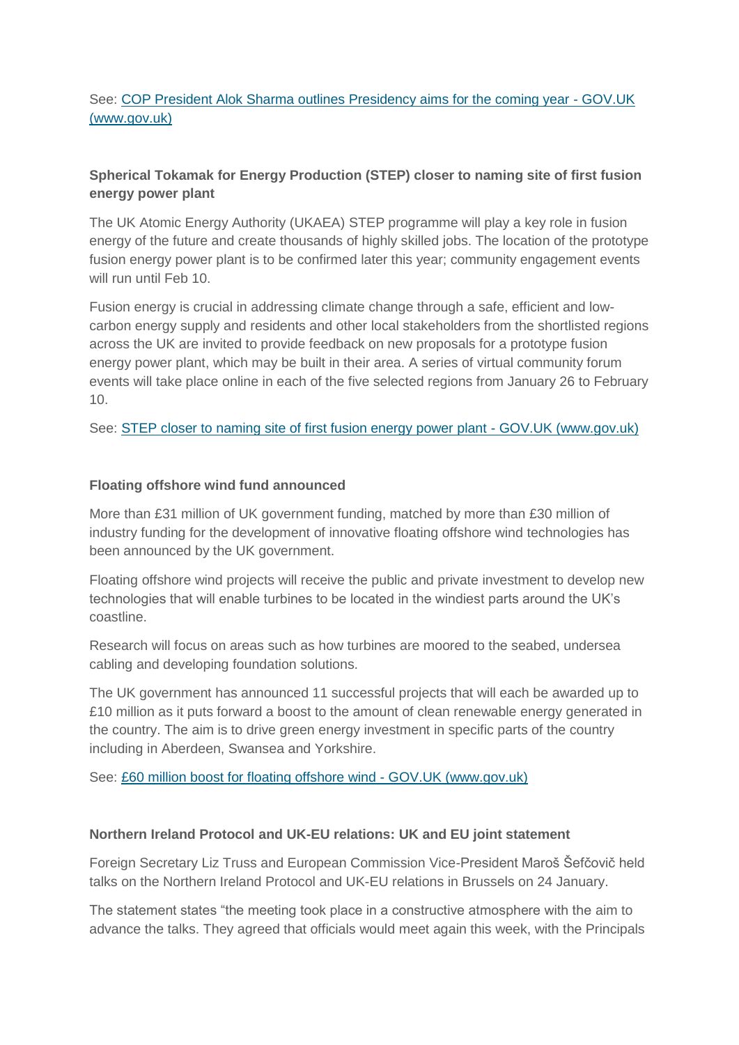See: [COP President Alok Sharma outlines Presidency aims for the coming year - GOV.UK (www.gov.uk)]()

**Spherical Tokamak for Energy Production (STEP) closer to naming site of first fusion energy power plant**

The UK Atomic Energy Authority (UKAEA) STEP programme will play a key role in fusion energy of the future and create thousands of highly skilled jobs. The location of the prototype fusion energy power plant is to be confirmed later this year; community engagement events will run until Feb 10.

Fusion energy is crucial in addressing climate change through a safe, efficient and low-carbon energy supply and residents and other local stakeholders from the shortlisted regions across the UK are invited to provide feedback on new proposals for a prototype fusion energy power plant, which may be built in their area. A series of virtual community forum events will take place online in each of the five selected regions from January 26 to February 10.

See: [STEP closer to naming site of first fusion energy power plant - GOV.UK (www.gov.uk)]()

**Floating offshore wind fund announced**

More than £31 million of UK government funding, matched by more than £30 million of industry funding for the development of innovative floating offshore wind technologies has been announced by the UK government.

Floating offshore wind projects will receive the public and private investment to develop new technologies that will enable turbines to be located in the windiest parts around the UK's coastline.

Research will focus on areas such as how turbines are moored to the seabed, undersea cabling and developing foundation solutions.

The UK government has announced 11 successful projects that will each be awarded up to £10 million as it puts forward a boost to the amount of clean renewable energy generated in the country. The aim is to drive green energy investment in specific parts of the country including in Aberdeen, Swansea and Yorkshire.

See: [£60 million boost for floating offshore wind - GOV.UK (www.gov.uk)]()

**Northern Ireland Protocol and UK-EU relations: UK and EU joint statement**

Foreign Secretary Liz Truss and European Commission Vice-President Maroš Šefčovič held talks on the Northern Ireland Protocol and UK-EU relations in Brussels on 24 January.

The statement states "the meeting took place in a constructive atmosphere with the aim to advance the talks. They agreed that officials would meet again this week, with the Principals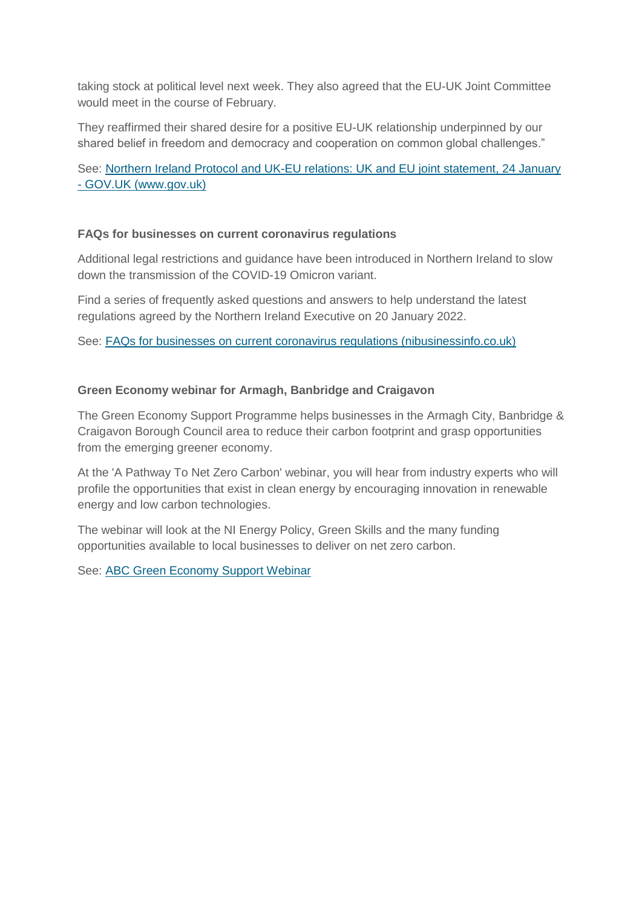taking stock at political level next week. They also agreed that the EU-UK Joint Committee would meet in the course of February.

They reaffirmed their shared desire for a positive EU-UK relationship underpinned by our shared belief in freedom and democracy and cooperation on common global challenges."

See: [Northern Ireland Protocol and UK-EU relations: UK and EU joint statement, 24 January - GOV.UK (www.gov.uk)]()

**FAQs for businesses on current coronavirus regulations**

Additional legal restrictions and guidance have been introduced in Northern Ireland to slow down the transmission of the COVID-19 Omicron variant.

Find a series of frequently asked questions and answers to help understand the latest regulations agreed by the Northern Ireland Executive on 20 January 2022.

See: [FAQs for businesses on current coronavirus regulations (nibusinessinfo.co.uk)]()

**Green Economy webinar for Armagh, Banbridge and Craigavon**

The Green Economy Support Programme helps businesses in the Armagh City, Banbridge & Craigavon Borough Council area to reduce their carbon footprint and grasp opportunities from the emerging greener economy.

At the 'A Pathway To Net Zero Carbon' webinar, you will hear from industry experts who will profile the opportunities that exist in clean energy by encouraging innovation in renewable energy and low carbon technologies.

The webinar will look at the NI Energy Policy, Green Skills and the many funding opportunities available to local businesses to deliver on net zero carbon.

See: [ABC Green Economy Support Webinar]()